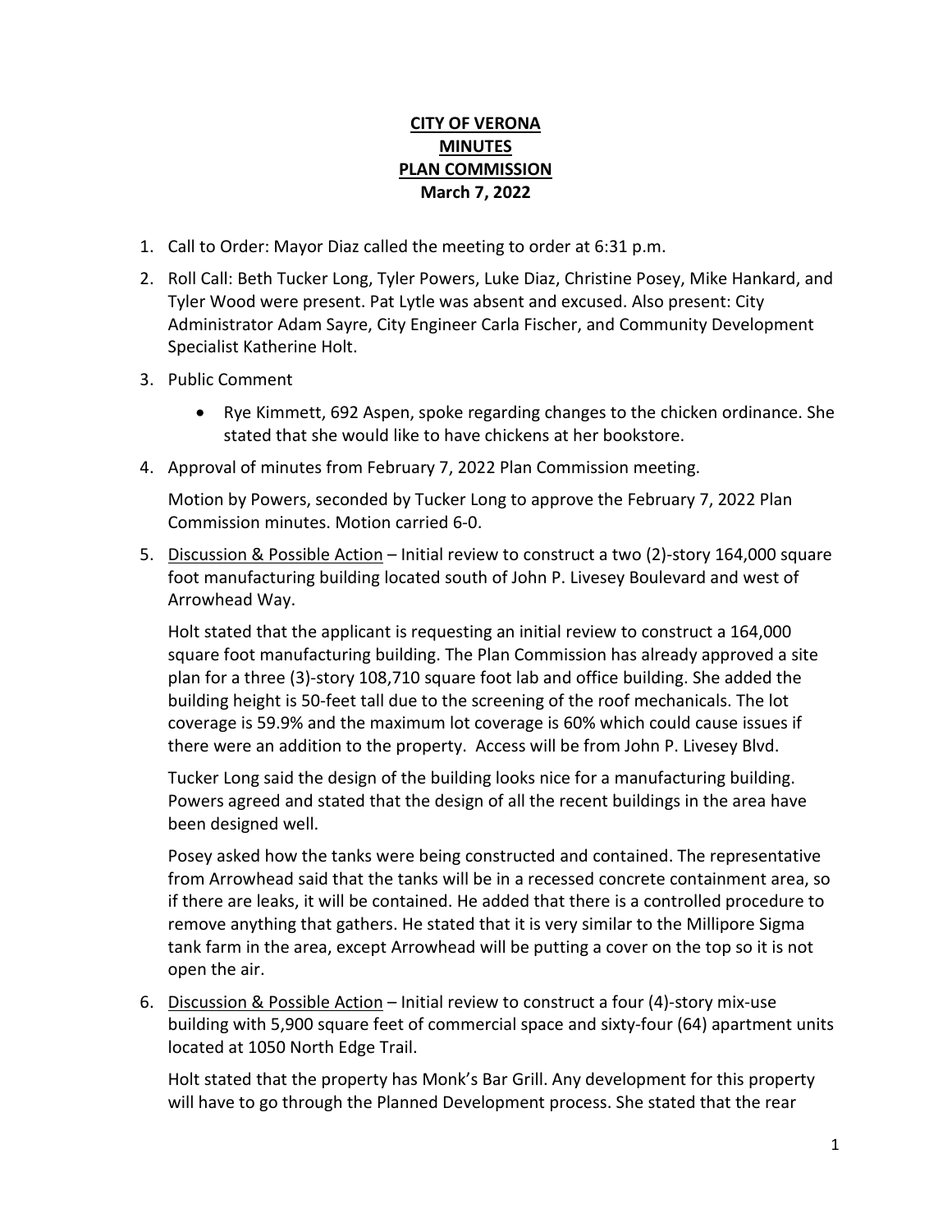# **CITY OF VERONA**
# **MINUTES**
# **PLAN COMMISSION**
**March 7, 2022**

1. Call to Order: Mayor Diaz called the meeting to order at 6:31 p.m.

2. Roll Call: Beth Tucker Long, Tyler Powers, Luke Diaz, Christine Posey, Mike Hankard, and Tyler Wood were present. Pat Lytle was absent and excused. Also present: City Administrator Adam Sayre, City Engineer Carla Fischer, and Community Development Specialist Katherine Holt.

3. Public Comment

   - Rye Kimmett, 692 Aspen, spoke regarding changes to the chicken ordinance. She stated that she would like to have chickens at her bookstore.

4. Approval of minutes from February 7, 2022 Plan Commission meeting.

   Motion by Powers, seconded by Tucker Long to approve the February 7, 2022 Plan Commission minutes. Motion carried 6-0.

5. Discussion & Possible Action – Initial review to construct a two (2)-story 164,000 square foot manufacturing building located south of John P. Livesey Boulevard and west of Arrowhead Way.

   Holt stated that the applicant is requesting an initial review to construct a 164,000 square foot manufacturing building. The Plan Commission has already approved a site plan for a three (3)-story 108,710 square foot lab and office building. She added the building height is 50-feet tall due to the screening of the roof mechanicals. The lot coverage is 59.9% and the maximum lot coverage is 60% which could cause issues if there were an addition to the property. Access will be from John P. Livesey Blvd.

   Tucker Long said the design of the building looks nice for a manufacturing building. Powers agreed and stated that the design of all the recent buildings in the area have been designed well.

   Posey asked how the tanks were being constructed and contained. The representative from Arrowhead said that the tanks will be in a recessed concrete containment area, so if there are leaks, it will be contained. He added that there is a controlled procedure to remove anything that gathers. He stated that it is very similar to the Millipore Sigma tank farm in the area, except Arrowhead will be putting a cover on the top so it is not open the air.

6. Discussion & Possible Action – Initial review to construct a four (4)-story mix-use building with 5,900 square feet of commercial space and sixty-four (64) apartment units located at 1050 North Edge Trail.

   Holt stated that the property has Monk's Bar Grill. Any development for this property will have to go through the Planned Development process. She stated that the rear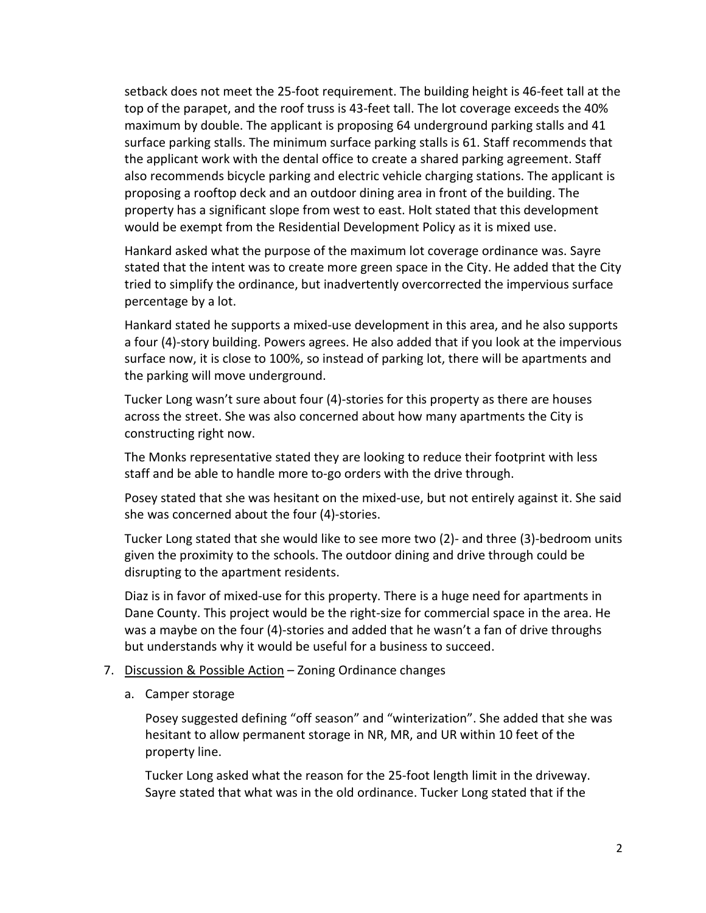setback does not meet the 25-foot requirement. The building height is 46-feet tall at the top of the parapet, and the roof truss is 43-feet tall. The lot coverage exceeds the 40% maximum by double. The applicant is proposing 64 underground parking stalls and 41 surface parking stalls. The minimum surface parking stalls is 61. Staff recommends that the applicant work with the dental office to create a shared parking agreement. Staff also recommends bicycle parking and electric vehicle charging stations. The applicant is proposing a rooftop deck and an outdoor dining area in front of the building. The property has a significant slope from west to east. Holt stated that this development would be exempt from the Residential Development Policy as it is mixed use.

Hankard asked what the purpose of the maximum lot coverage ordinance was. Sayre stated that the intent was to create more green space in the City. He added that the City tried to simplify the ordinance, but inadvertently overcorrected the impervious surface percentage by a lot.

Hankard stated he supports a mixed-use development in this area, and he also supports a four (4)-story building. Powers agrees. He also added that if you look at the impervious surface now, it is close to 100%, so instead of parking lot, there will be apartments and the parking will move underground.

Tucker Long wasn't sure about four (4)-stories for this property as there are houses across the street. She was also concerned about how many apartments the City is constructing right now.

The Monks representative stated they are looking to reduce their footprint with less staff and be able to handle more to-go orders with the drive through.

Posey stated that she was hesitant on the mixed-use, but not entirely against it. She said she was concerned about the four (4)-stories.

Tucker Long stated that she would like to see more two (2)- and three (3)-bedroom units given the proximity to the schools. The outdoor dining and drive through could be disrupting to the apartment residents.

Diaz is in favor of mixed-use for this property. There is a huge need for apartments in Dane County. This project would be the right-size for commercial space in the area. He was a maybe on the four (4)-stories and added that he wasn't a fan of drive throughs but understands why it would be useful for a business to succeed.

7. Discussion & Possible Action – Zoning Ordinance changes

   a. Camper storage

      Posey suggested defining "off season" and "winterization". She added that she was hesitant to allow permanent storage in NR, MR, and UR within 10 feet of the property line.

      Tucker Long asked what the reason for the 25-foot length limit in the driveway. Sayre stated that what was in the old ordinance. Tucker Long stated that if the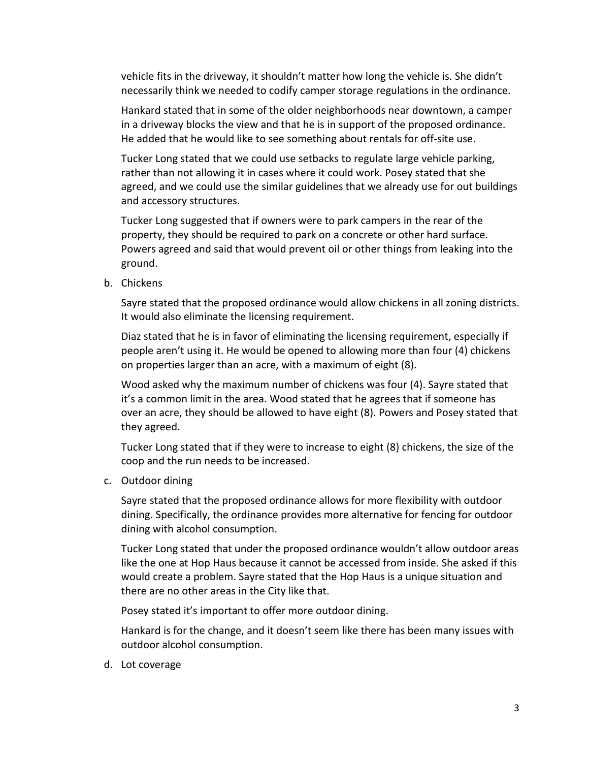vehicle fits in the driveway, it shouldn't matter how long the vehicle is. She didn't necessarily think we needed to codify camper storage regulations in the ordinance.

Hankard stated that in some of the older neighborhoods near downtown, a camper in a driveway blocks the view and that he is in support of the proposed ordinance. He added that he would like to see something about rentals for off-site use.

Tucker Long stated that we could use setbacks to regulate large vehicle parking, rather than not allowing it in cases where it could work. Posey stated that she agreed, and we could use the similar guidelines that we already use for out buildings and accessory structures.

Tucker Long suggested that if owners were to park campers in the rear of the property, they should be required to park on a concrete or other hard surface. Powers agreed and said that would prevent oil or other things from leaking into the ground.

b. Chickens

Sayre stated that the proposed ordinance would allow chickens in all zoning districts. It would also eliminate the licensing requirement.

Diaz stated that he is in favor of eliminating the licensing requirement, especially if people aren't using it. He would be opened to allowing more than four (4) chickens on properties larger than an acre, with a maximum of eight (8).

Wood asked why the maximum number of chickens was four (4). Sayre stated that it's a common limit in the area. Wood stated that he agrees that if someone has over an acre, they should be allowed to have eight (8). Powers and Posey stated that they agreed.

Tucker Long stated that if they were to increase to eight (8) chickens, the size of the coop and the run needs to be increased.

c. Outdoor dining

Sayre stated that the proposed ordinance allows for more flexibility with outdoor dining. Specifically, the ordinance provides more alternative for fencing for outdoor dining with alcohol consumption.

Tucker Long stated that under the proposed ordinance wouldn't allow outdoor areas like the one at Hop Haus because it cannot be accessed from inside. She asked if this would create a problem. Sayre stated that the Hop Haus is a unique situation and there are no other areas in the City like that.

Posey stated it's important to offer more outdoor dining.

Hankard is for the change, and it doesn't seem like there has been many issues with outdoor alcohol consumption.

d. Lot coverage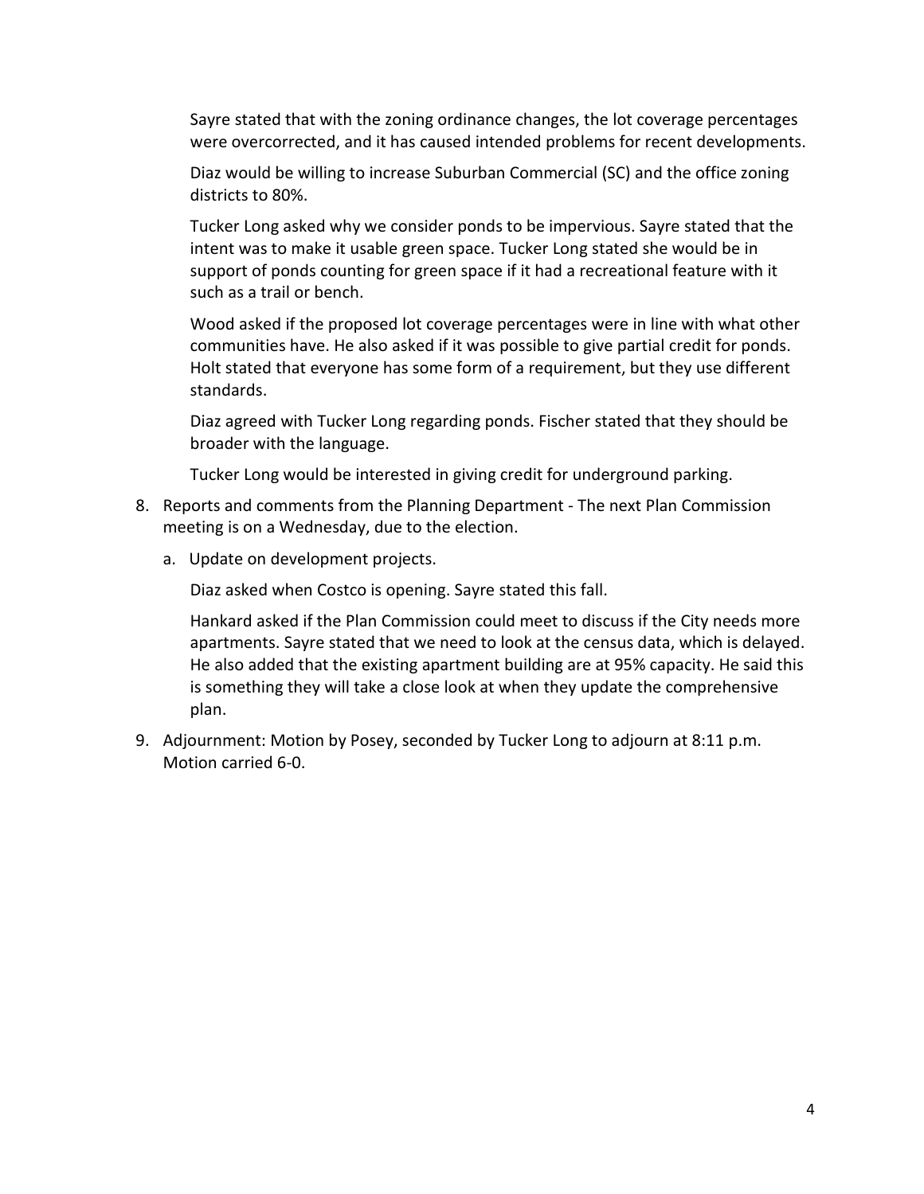Sayre stated that with the zoning ordinance changes, the lot coverage percentages were overcorrected, and it has caused intended problems for recent developments.

Diaz would be willing to increase Suburban Commercial (SC) and the office zoning districts to 80%.

Tucker Long asked why we consider ponds to be impervious. Sayre stated that the intent was to make it usable green space. Tucker Long stated she would be in support of ponds counting for green space if it had a recreational feature with it such as a trail or bench.

Wood asked if the proposed lot coverage percentages were in line with what other communities have. He also asked if it was possible to give partial credit for ponds. Holt stated that everyone has some form of a requirement, but they use different standards.

Diaz agreed with Tucker Long regarding ponds. Fischer stated that they should be broader with the language.

Tucker Long would be interested in giving credit for underground parking.

8. Reports and comments from the Planning Department - The next Plan Commission meeting is on a Wednesday, due to the election.

   a. Update on development projects.

      Diaz asked when Costco is opening. Sayre stated this fall.

      Hankard asked if the Plan Commission could meet to discuss if the City needs more apartments. Sayre stated that we need to look at the census data, which is delayed. He also added that the existing apartment building are at 95% capacity. He said this is something they will take a close look at when they update the comprehensive plan.

9. Adjournment: Motion by Posey, seconded by Tucker Long to adjourn at 8:11 p.m. Motion carried 6-0.